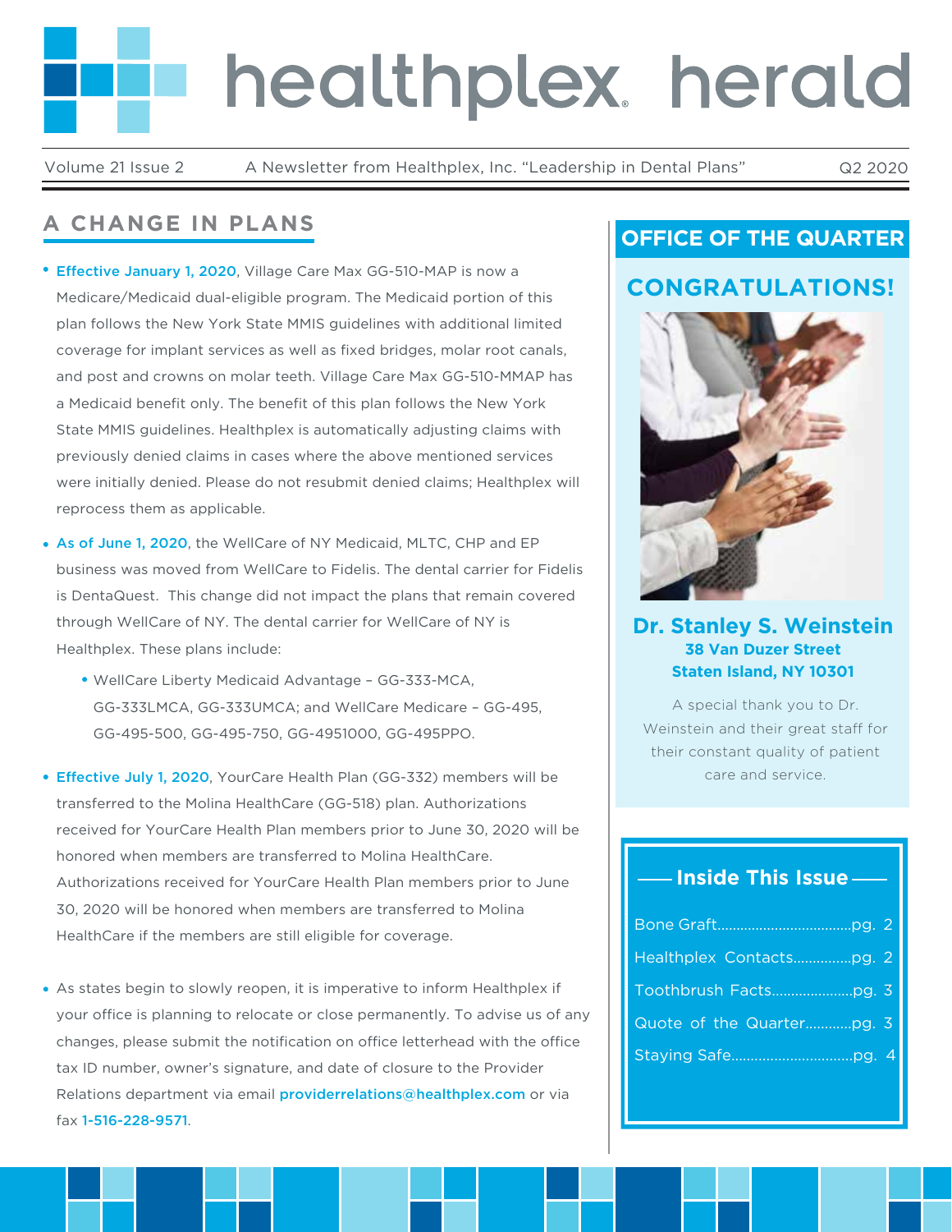# healthplex herald

Volume 21 Issue 2 — A Newsletter from Healthplex, Inc. "Leadership in Dental Plans" — Q2 2020

## A CHANGE IN PLANS

- **Effective January 1, 2020**, Village Care Max GG-510-MAP is now a Medicare/Medicaid dual-eligible program. The Medicaid portion of this plan follows the New York State MMIS guidelines with additional limited coverage for implant services as well as fixed bridges, molar root canals, and post and crowns on molar teeth. Village Care Max GG-510-MMAP has a Medicaid benefit only. The benefit of this plan follows the New York State MMIS guidelines. Healthplex is automatically adjusting claims with previously denied claims in cases where the above mentioned services were initially denied. Please do not resubmit denied claims; Healthplex will reprocess them as applicable.
- **As of June 1, 2020**, the WellCare of NY Medicaid, MLTC, CHP and EP business was moved from WellCare to Fidelis. The dental carrier for Fidelis is DentaQuest. This change did not impact the plans that remain covered through WellCare of NY. The dental carrier for WellCare of NY is Healthplex. These plans include:
  - WellCare Liberty Medicaid Advantage – GG-333-MCA, GG-333LMCA, GG-333UMCA; and WellCare Medicare – GG-495, GG-495-500, GG-495-750, GG-4951000, GG-495PPO.
- **Effective July 1, 2020**, YourCare Health Plan (GG-332) members will be transferred to the Molina HealthCare (GG-518) plan. Authorizations received for YourCare Health Plan members prior to June 30, 2020 will be honored when members are transferred to Molina HealthCare. Authorizations received for YourCare Health Plan members prior to June 30, 2020 will be honored when members are transferred to Molina HealthCare if the members are still eligible for coverage.
- As states begin to slowly reopen, it is imperative to inform Healthplex if your office is planning to relocate or close permanently. To advise us of any changes, please submit the notification on office letterhead with the office tax ID number, owner's signature, and date of closure to the Provider Relations department via email providerrelations@healthplex.com or via fax 1-516-228-9571.

## OFFICE OF THE QUARTER

### CONGRATULATIONS!

**Dr. Stanley S. Weinstein**
**38 Van Duzer Street**
**Staten Island, NY 10301**

A special thank you to Dr. Weinstein and their great staff for their constant quality of patient care and service.

## Inside This Issue

- Bone Graft.................pg. 2
- Healthplex Contacts.................pg. 2
- Toothbrush Facts.................pg. 3
- Quote of the Quarter.................pg. 3
- Staying Safe.................pg. 4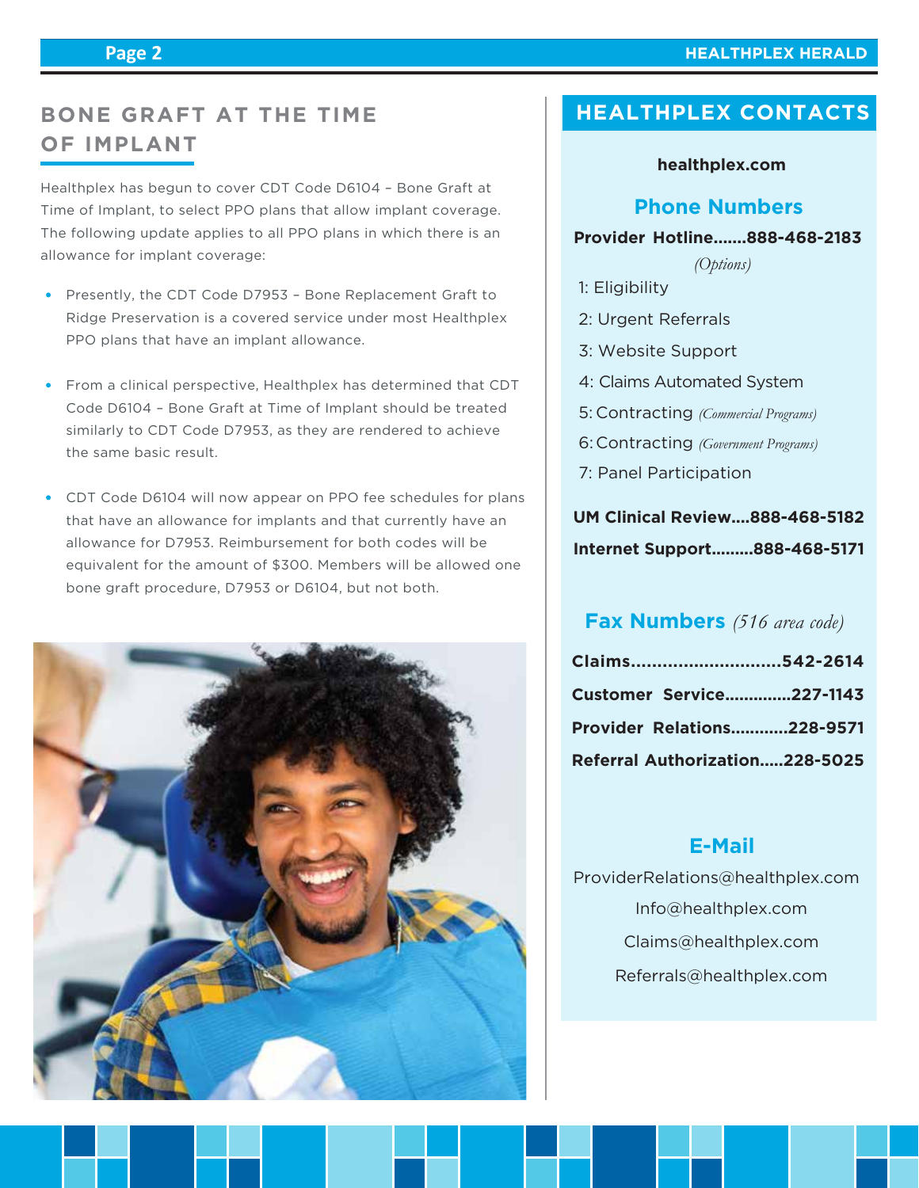## BONE GRAFT AT THE TIME OF IMPLANT

Healthplex has begun to cover CDT Code D6104 – Bone Graft at Time of Implant, to select PPO plans that allow implant coverage. The following update applies to all PPO plans in which there is an allowance for implant coverage:

- Presently, the CDT Code D7953 – Bone Replacement Graft to Ridge Preservation is a covered service under most Healthplex PPO plans that have an implant allowance.
- From a clinical perspective, Healthplex has determined that CDT Code D6104 – Bone Graft at Time of Implant should be treated similarly to CDT Code D7953, as they are rendered to achieve the same basic result.
- CDT Code D6104 will now appear on PPO fee schedules for plans that have an allowance for implants and that currently have an allowance for D7953. Reimbursement for both codes will be equivalent for the amount of $300. Members will be allowed one bone graft procedure, D7953 or D6104, but not both.

## HEALTHPLEX CONTACTS

**healthplex.com**

### Phone Numbers

**Provider Hotline.......888-468-2183**

*(Options)*

1: Eligibility
2: Urgent Referrals
3: Website Support
4: Claims Automated System
5: Contracting *(Commercial Programs)*
6: Contracting *(Government Programs)*
7: Panel Participation

**UM Clinical Review....888-468-5182**

**Internet Support.........888-468-5171**

### Fax Numbers *(516 area code)*

**Claims............................542-2614**

**Customer Service..............227-1143**

**Provider Relations............228-9571**

**Referral Authorization.....228-5025**

### E-Mail

ProviderRelations@healthplex.com

Info@healthplex.com

Claims@healthplex.com

Referrals@healthplex.com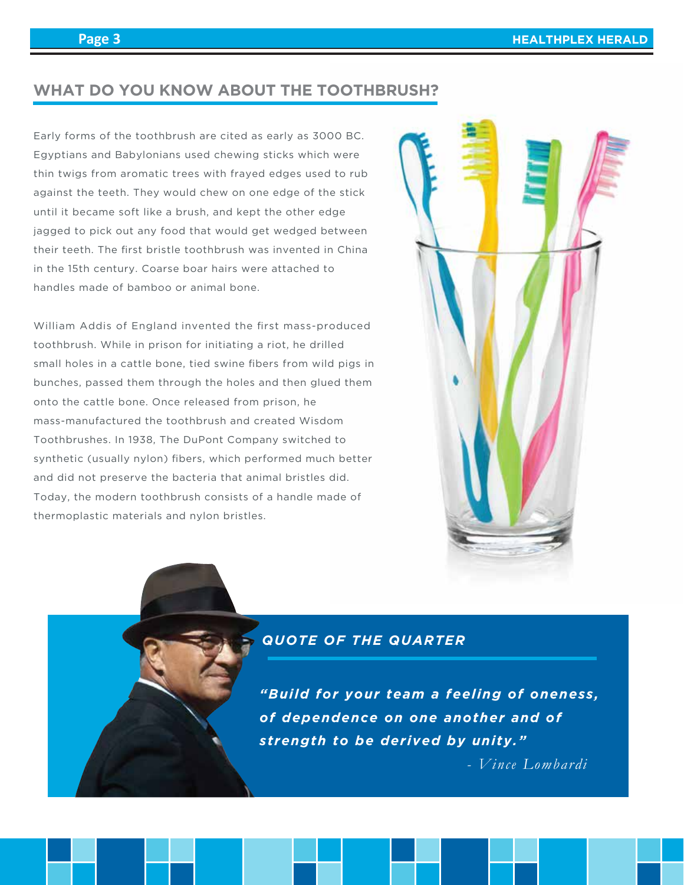## WHAT DO YOU KNOW ABOUT THE TOOTHBRUSH?

Early forms of the toothbrush are cited as early as 3000 BC. Egyptians and Babylonians used chewing sticks which were thin twigs from aromatic trees with frayed edges used to rub against the teeth. They would chew on one edge of the stick until it became soft like a brush, and kept the other edge jagged to pick out any food that would get wedged between their teeth. The first bristle toothbrush was invented in China in the 15th century. Coarse boar hairs were attached to handles made of bamboo or animal bone.

William Addis of England invented the first mass-produced toothbrush. While in prison for initiating a riot, he drilled small holes in a cattle bone, tied swine fibers from wild pigs in bunches, passed them through the holes and then glued them onto the cattle bone. Once released from prison, he mass-manufactured the toothbrush and created Wisdom Toothbrushes. In 1938, The DuPont Company switched to synthetic (usually nylon) fibers, which performed much better and did not preserve the bacteria that animal bristles did. Today, the modern toothbrush consists of a handle made of thermoplastic materials and nylon bristles.

### QUOTE OF THE QUARTER

***"Build for your team a feeling of oneness, of dependence on one another and of strength to be derived by unity."***

*- Vince Lombardi*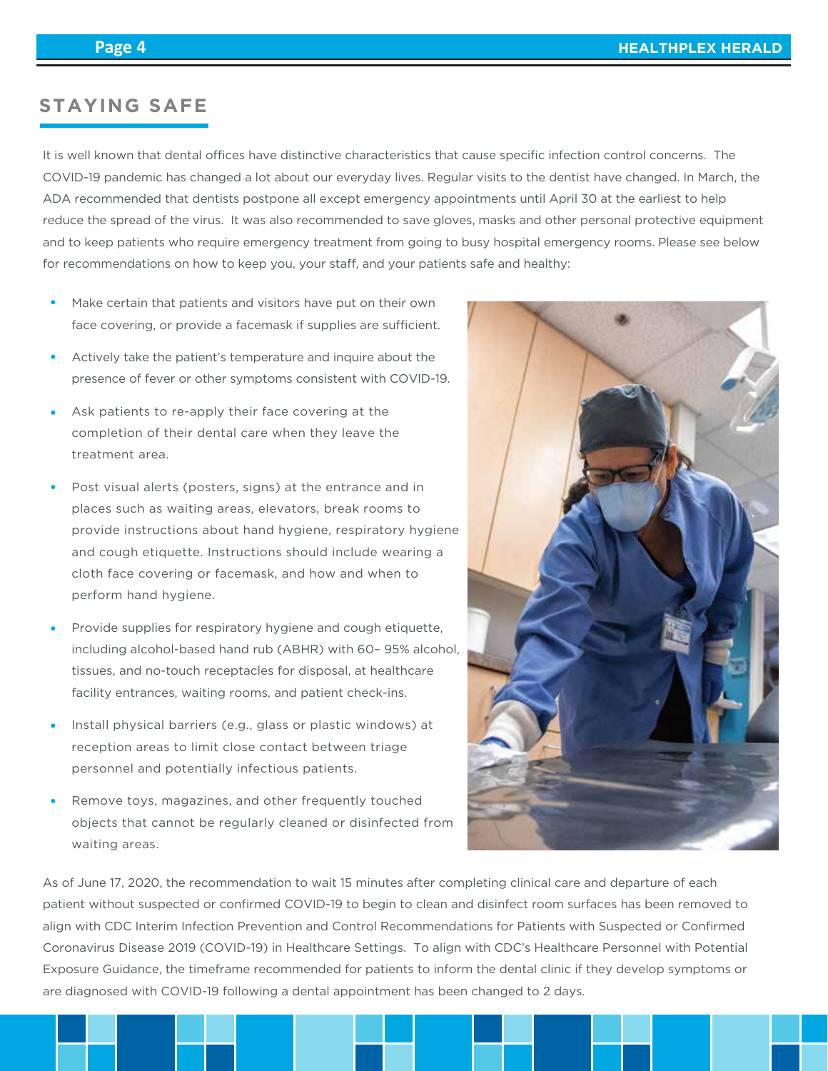## STAYING SAFE

It is well known that dental offices have distinctive characteristics that cause specific infection control concerns. The COVID-19 pandemic has changed a lot about our everyday lives. Regular visits to the dentist have changed. In March, the ADA recommended that dentists postpone all except emergency appointments until April 30 at the earliest to help reduce the spread of the virus. It was also recommended to save gloves, masks and other personal protective equipment and to keep patients who require emergency treatment from going to busy hospital emergency rooms. Please see below for recommendations on how to keep you, your staff, and your patients safe and healthy:

- Make certain that patients and visitors have put on their own face covering, or provide a facemask if supplies are sufficient.
- Actively take the patient's temperature and inquire about the presence of fever or other symptoms consistent with COVID-19.
- Ask patients to re-apply their face covering at the completion of their dental care when they leave the treatment area.
- Post visual alerts (posters, signs) at the entrance and in places such as waiting areas, elevators, break rooms to provide instructions about hand hygiene, respiratory hygiene and cough etiquette. Instructions should include wearing a cloth face covering or facemask, and how and when to perform hand hygiene.
- Provide supplies for respiratory hygiene and cough etiquette, including alcohol-based hand rub (ABHR) with 60– 95% alcohol, tissues, and no-touch receptacles for disposal, at healthcare facility entrances, waiting rooms, and patient check-ins.
- Install physical barriers (e.g., glass or plastic windows) at reception areas to limit close contact between triage personnel and potentially infectious patients.
- Remove toys, magazines, and other frequently touched objects that cannot be regularly cleaned or disinfected from waiting areas.

As of June 17, 2020, the recommendation to wait 15 minutes after completing clinical care and departure of each patient without suspected or confirmed COVID-19 to begin to clean and disinfect room surfaces has been removed to align with CDC Interim Infection Prevention and Control Recommendations for Patients with Suspected or Confirmed Coronavirus Disease 2019 (COVID-19) in Healthcare Settings. To align with CDC's Healthcare Personnel with Potential Exposure Guidance, the timeframe recommended for patients to inform the dental clinic if they develop symptoms or are diagnosed with COVID-19 following a dental appointment has been changed to 2 days.